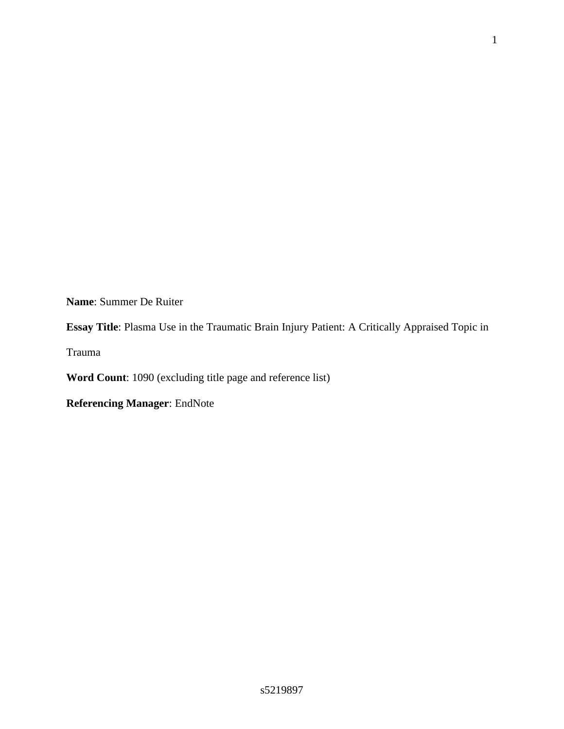**Name**: Summer De Ruiter

**Essay Title**: Plasma Use in the Traumatic Brain Injury Patient: A Critically Appraised Topic in Trauma

**Word Count**: 1090 (excluding title page and reference list)

**Referencing Manager**: EndNote

s5219897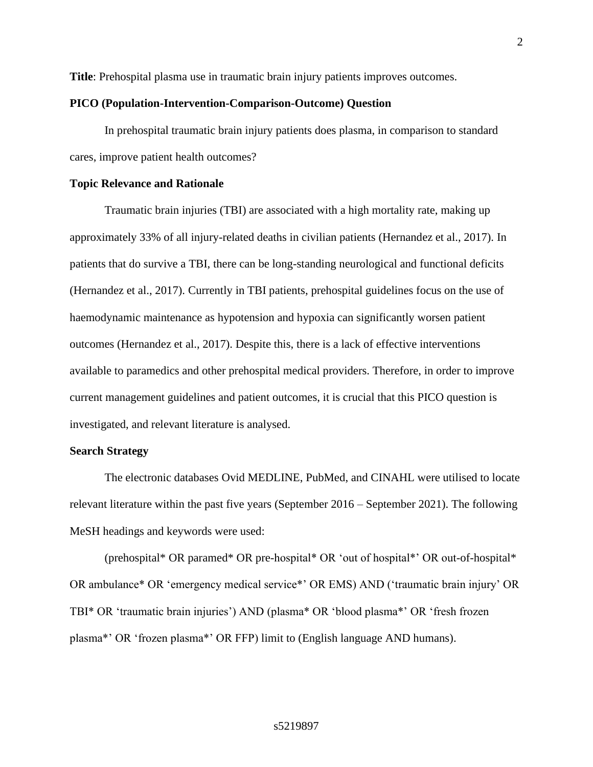**Title**: Prehospital plasma use in traumatic brain injury patients improves outcomes.

**PICO (Population-Intervention-Comparison-Outcome) Question**

In prehospital traumatic brain injury patients does plasma, in comparison to standard cares, improve patient health outcomes?

**Topic Relevance and Rationale**

Traumatic brain injuries (TBI) are associated with a high mortality rate, making up approximately 33% of all injury-related deaths in civilian patients (Hernandez et al., 2017). In patients that do survive a TBI, there can be long-standing neurological and functional deficits (Hernandez et al., 2017). Currently in TBI patients, prehospital guidelines focus on the use of haemodynamic maintenance as hypotension and hypoxia can significantly worsen patient outcomes (Hernandez et al., 2017). Despite this, there is a lack of effective interventions available to paramedics and other prehospital medical providers. Therefore, in order to improve current management guidelines and patient outcomes, it is crucial that this PICO question is investigated, and relevant literature is analysed.

**Search Strategy**

The electronic databases Ovid MEDLINE, PubMed, and CINAHL were utilised to locate relevant literature within the past five years (September 2016 – September 2021). The following MeSH headings and keywords were used:

(prehospital* OR paramed* OR pre-hospital* OR 'out of hospital*' OR out-of-hospital* OR ambulance* OR 'emergency medical service*' OR EMS) AND ('traumatic brain injury' OR TBI* OR 'traumatic brain injuries') AND (plasma* OR 'blood plasma*' OR 'fresh frozen plasma*' OR 'frozen plasma*' OR FFP) limit to (English language AND humans).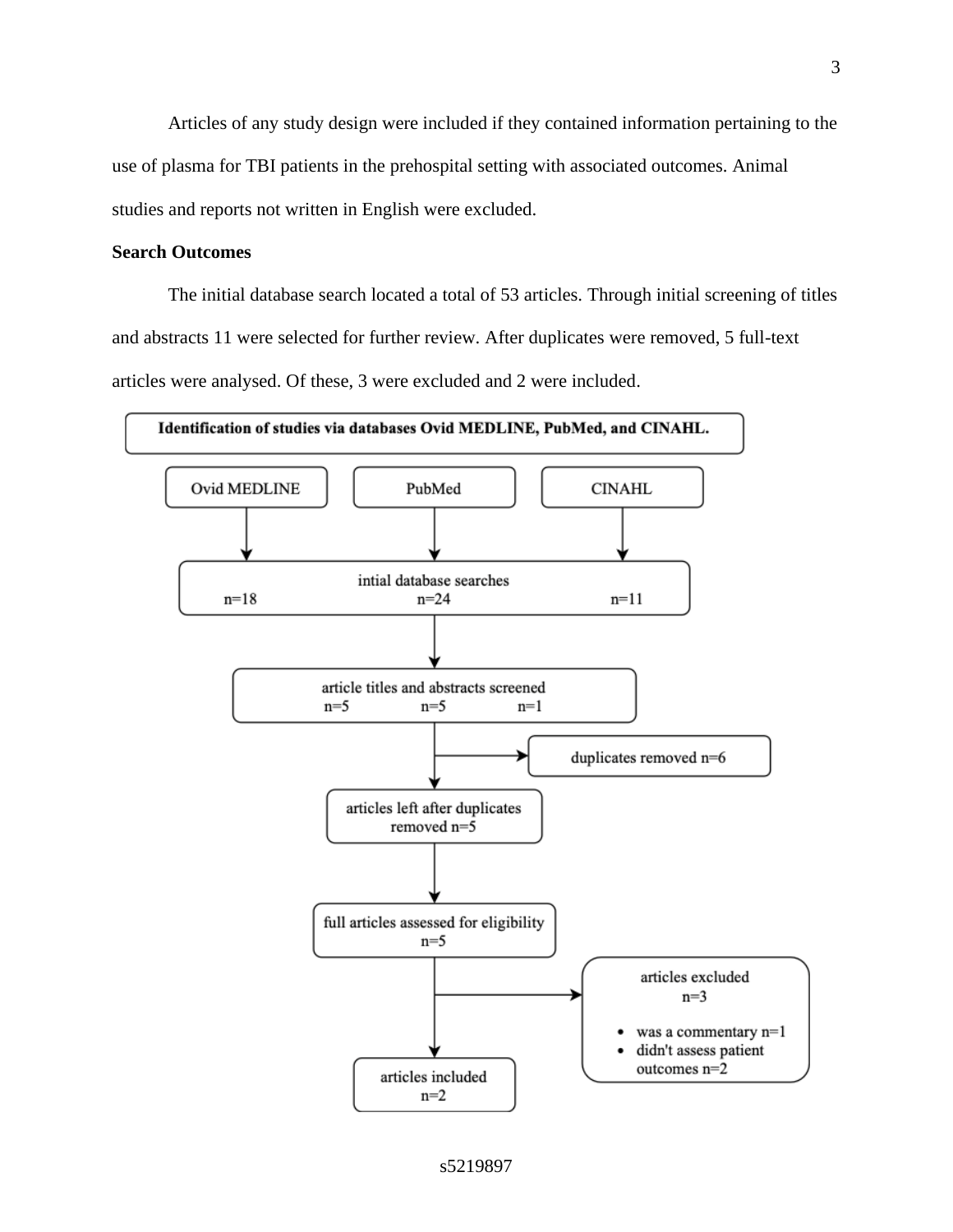Articles of any study design were included if they contained information pertaining to the use of plasma for TBI patients in the prehospital setting with associated outcomes. Animal studies and reports not written in English were excluded.

**Search Outcomes**

The initial database search located a total of 53 articles. Through initial screening of titles and abstracts 11 were selected for further review. After duplicates were removed, 5 full-text articles were analysed. Of these, 3 were excluded and 2 were included.

**Identification of studies via databases Ovid MEDLINE, PubMed, and CINAHL.**

| Ovid MEDLINE | PubMed | CINAHL |
| --- | --- | --- |
| intial database searches | | |
| n=18 | n=24 | n=11 |
| article titles and abstracts screened | | |
| n=5 | n=5 | n=1 |

duplicates removed n=6

articles left after duplicates removed n=5

full articles assessed for eligibility n=5

articles excluded n=3

- was a commentary n=1
- didn't assess patient outcomes n=2

articles included n=2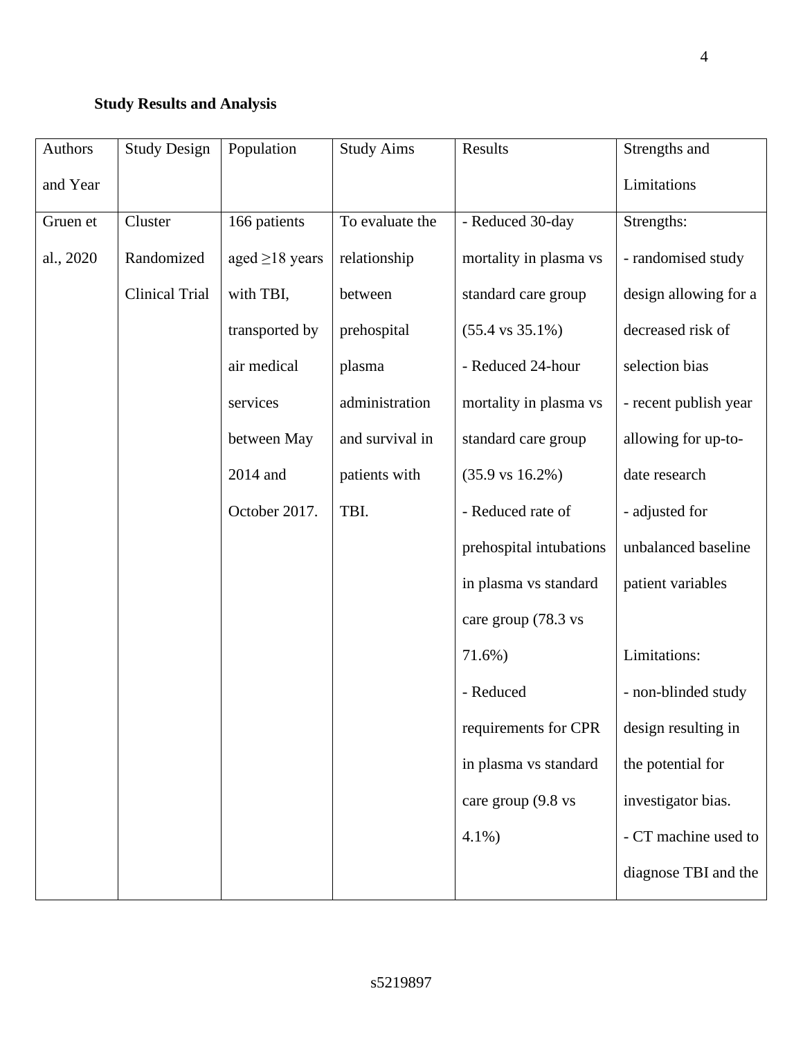**Study Results and Analysis**

| Authors and Year | Study Design | Population | Study Aims | Results | Strengths and Limitations |
|---|---|---|---|---|---|
| Gruen et al., 2020 | Cluster Randomized Clinical Trial | 166 patients aged ≥18 years with TBI, transported by air medical services between May 2014 and October 2017. | To evaluate the relationship between prehospital plasma administration and survival in patients with TBI. | - Reduced 30-day mortality in plasma vs standard care group (55.4 vs 35.1%)<br>- Reduced 24-hour mortality in plasma vs standard care group (35.9 vs 16.2%)<br>- Reduced rate of prehospital intubations in plasma vs standard care group (78.3 vs 71.6%)<br>- Reduced requirements for CPR in plasma vs standard care group (9.8 vs 4.1%) | Strengths:<br>- randomised study design allowing for a decreased risk of selection bias<br>- recent publish year allowing for up-to-date research<br>- adjusted for unbalanced baseline patient variables<br><br>Limitations:<br>- non-blinded study design resulting in the potential for investigator bias.<br>- CT machine used to diagnose TBI and the |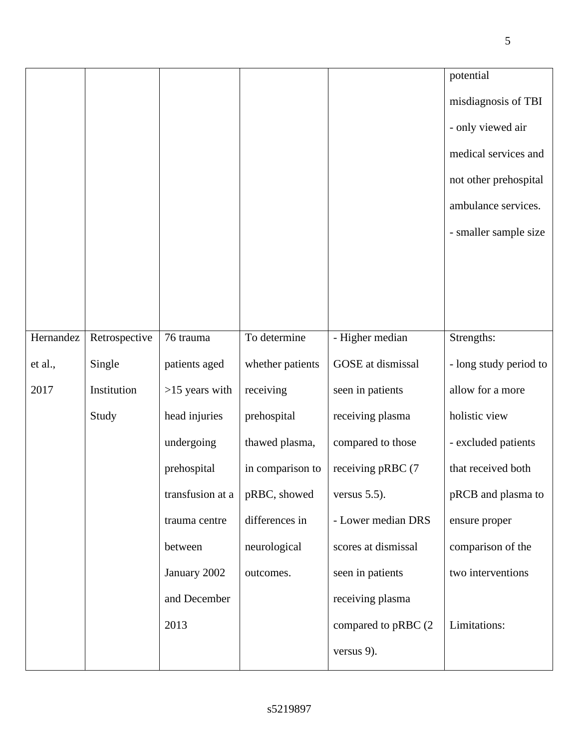| | | | | | |
|---|---|---|---|---|---|
| | | | | | potential misdiagnosis of TBI<br>- only viewed air medical services and not other prehospital ambulance services.<br>- smaller sample size |
| Hernandez et al., 2017 | Retrospective Single Institution Study | 76 trauma patients aged >15 years with head injuries undergoing prehospital transfusion at a trauma centre between January 2002 and December 2013 | To determine whether patients receiving prehospital thawed plasma, in comparison to pRBC, showed differences in neurological outcomes. | - Higher median GOSE at dismissal seen in patients receiving plasma compared to those receiving pRBC (7 versus 5.5).<br>- Lower median DRS scores at dismissal seen in patients receiving plasma compared to pRBC (2 versus 9). | Strengths:<br>- long study period to allow for a more holistic view<br>- excluded patients that received both pRCB and plasma to ensure proper comparison of the two interventions<br><br>Limitations: |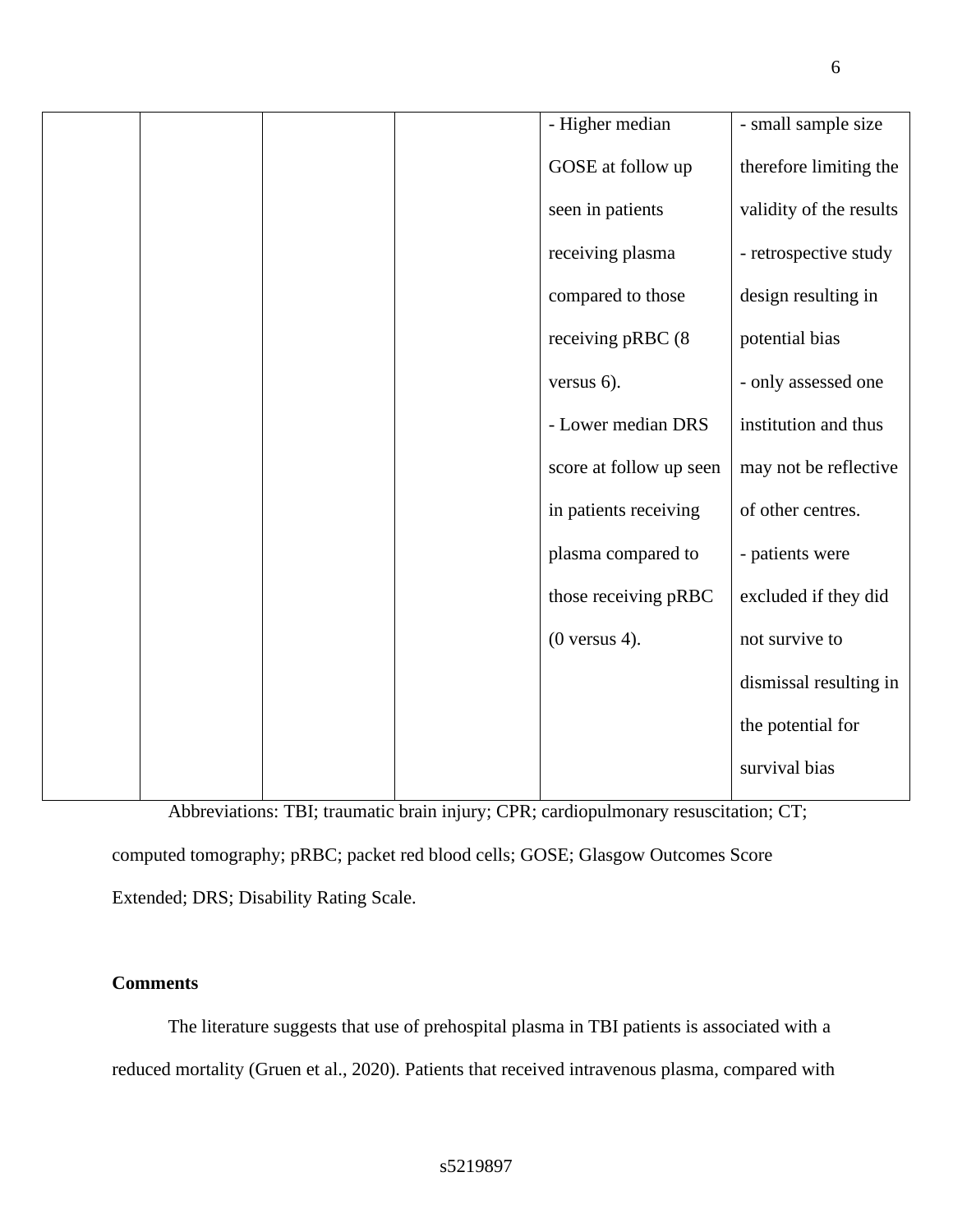| | | | | | |
|---|---|---|---|---|---|
| | | | | - Higher median GOSE at follow up seen in patients receiving plasma compared to those receiving pRBC (8 versus 6).<br>- Lower median DRS score at follow up seen in patients receiving plasma compared to those receiving pRBC (0 versus 4). | - small sample size therefore limiting the validity of the results<br>- retrospective study design resulting in potential bias<br>- only assessed one institution and thus may not be reflective of other centres.<br>- patients were excluded if they did not survive to dismissal resulting in the potential for survival bias |

Abbreviations: TBI; traumatic brain injury; CPR; cardiopulmonary resuscitation; CT; computed tomography; pRBC; packet red blood cells; GOSE; Glasgow Outcomes Score Extended; DRS; Disability Rating Scale.

**Comments**

The literature suggests that use of prehospital plasma in TBI patients is associated with a reduced mortality (Gruen et al., 2020). Patients that received intravenous plasma, compared with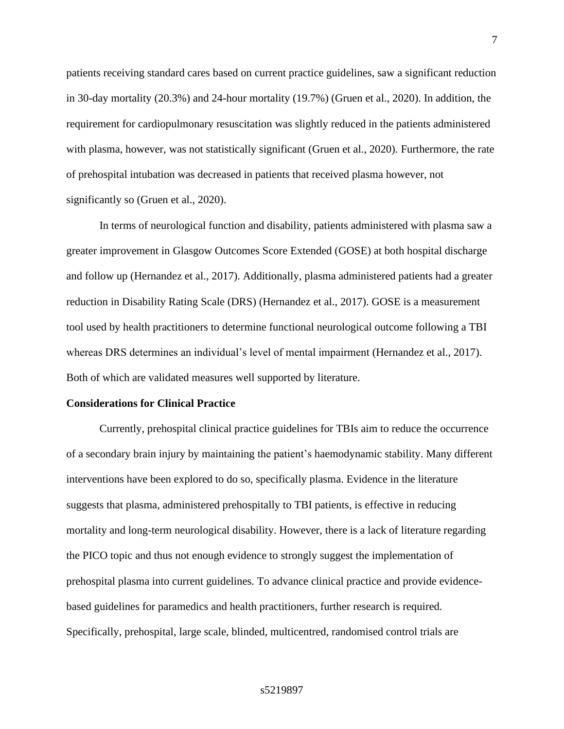patients receiving standard cares based on current practice guidelines, saw a significant reduction in 30-day mortality (20.3%) and 24-hour mortality (19.7%) (Gruen et al., 2020). In addition, the requirement for cardiopulmonary resuscitation was slightly reduced in the patients administered with plasma, however, was not statistically significant (Gruen et al., 2020). Furthermore, the rate of prehospital intubation was decreased in patients that received plasma however, not significantly so (Gruen et al., 2020).

In terms of neurological function and disability, patients administered with plasma saw a greater improvement in Glasgow Outcomes Score Extended (GOSE) at both hospital discharge and follow up (Hernandez et al., 2017). Additionally, plasma administered patients had a greater reduction in Disability Rating Scale (DRS) (Hernandez et al., 2017). GOSE is a measurement tool used by health practitioners to determine functional neurological outcome following a TBI whereas DRS determines an individual's level of mental impairment (Hernandez et al., 2017). Both of which are validated measures well supported by literature.

**Considerations for Clinical Practice**

Currently, prehospital clinical practice guidelines for TBIs aim to reduce the occurrence of a secondary brain injury by maintaining the patient's haemodynamic stability. Many different interventions have been explored to do so, specifically plasma. Evidence in the literature suggests that plasma, administered prehospitally to TBI patients, is effective in reducing mortality and long-term neurological disability. However, there is a lack of literature regarding the PICO topic and thus not enough evidence to strongly suggest the implementation of prehospital plasma into current guidelines. To advance clinical practice and provide evidence-based guidelines for paramedics and health practitioners, further research is required. Specifically, prehospital, large scale, blinded, multicentred, randomised control trials are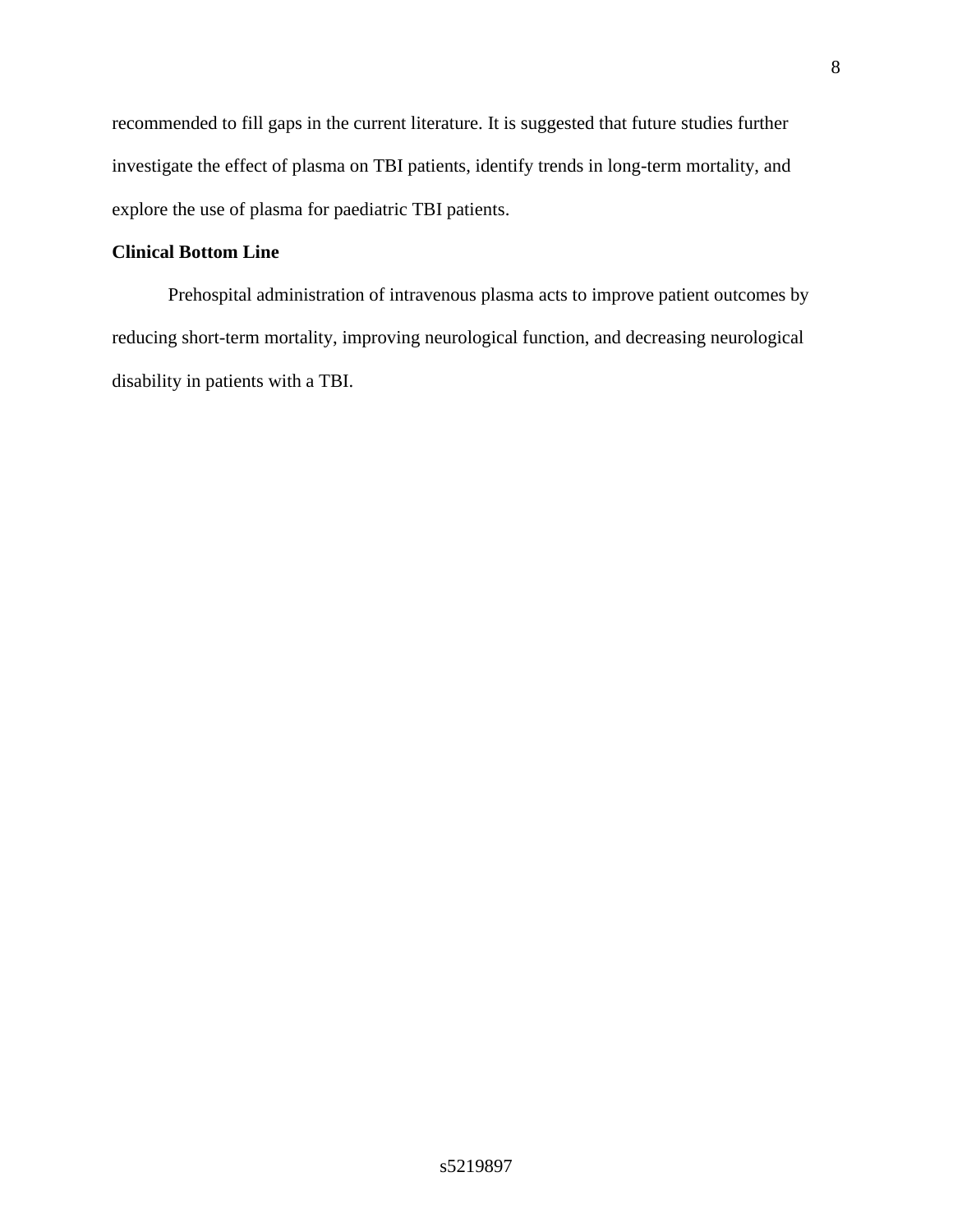recommended to fill gaps in the current literature. It is suggested that future studies further investigate the effect of plasma on TBI patients, identify trends in long-term mortality, and explore the use of plasma for paediatric TBI patients.

**Clinical Bottom Line**

Prehospital administration of intravenous plasma acts to improve patient outcomes by reducing short-term mortality, improving neurological function, and decreasing neurological disability in patients with a TBI.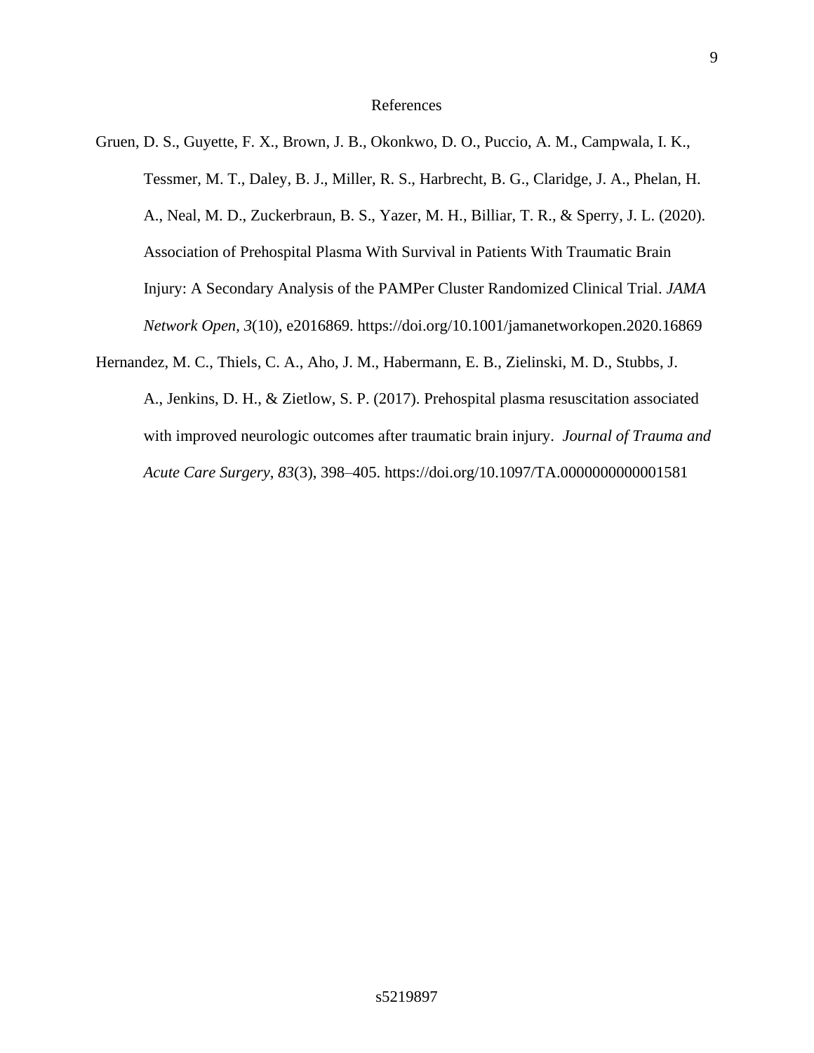# References

Gruen, D. S., Guyette, F. X., Brown, J. B., Okonkwo, D. O., Puccio, A. M., Campwala, I. K., Tessmer, M. T., Daley, B. J., Miller, R. S., Harbrecht, B. G., Claridge, J. A., Phelan, H. A., Neal, M. D., Zuckerbraun, B. S., Yazer, M. H., Billiar, T. R., & Sperry, J. L. (2020). Association of Prehospital Plasma With Survival in Patients With Traumatic Brain Injury: A Secondary Analysis of the PAMPer Cluster Randomized Clinical Trial. *JAMA Network Open*, *3*(10), e2016869. https://doi.org/10.1001/jamanetworkopen.2020.16869

Hernandez, M. C., Thiels, C. A., Aho, J. M., Habermann, E. B., Zielinski, M. D., Stubbs, J. A., Jenkins, D. H., & Zietlow, S. P. (2017). Prehospital plasma resuscitation associated with improved neurologic outcomes after traumatic brain injury. *Journal of Trauma and Acute Care Surgery*, *83*(3), 398–405. https://doi.org/10.1097/TA.0000000000001581

s5219897